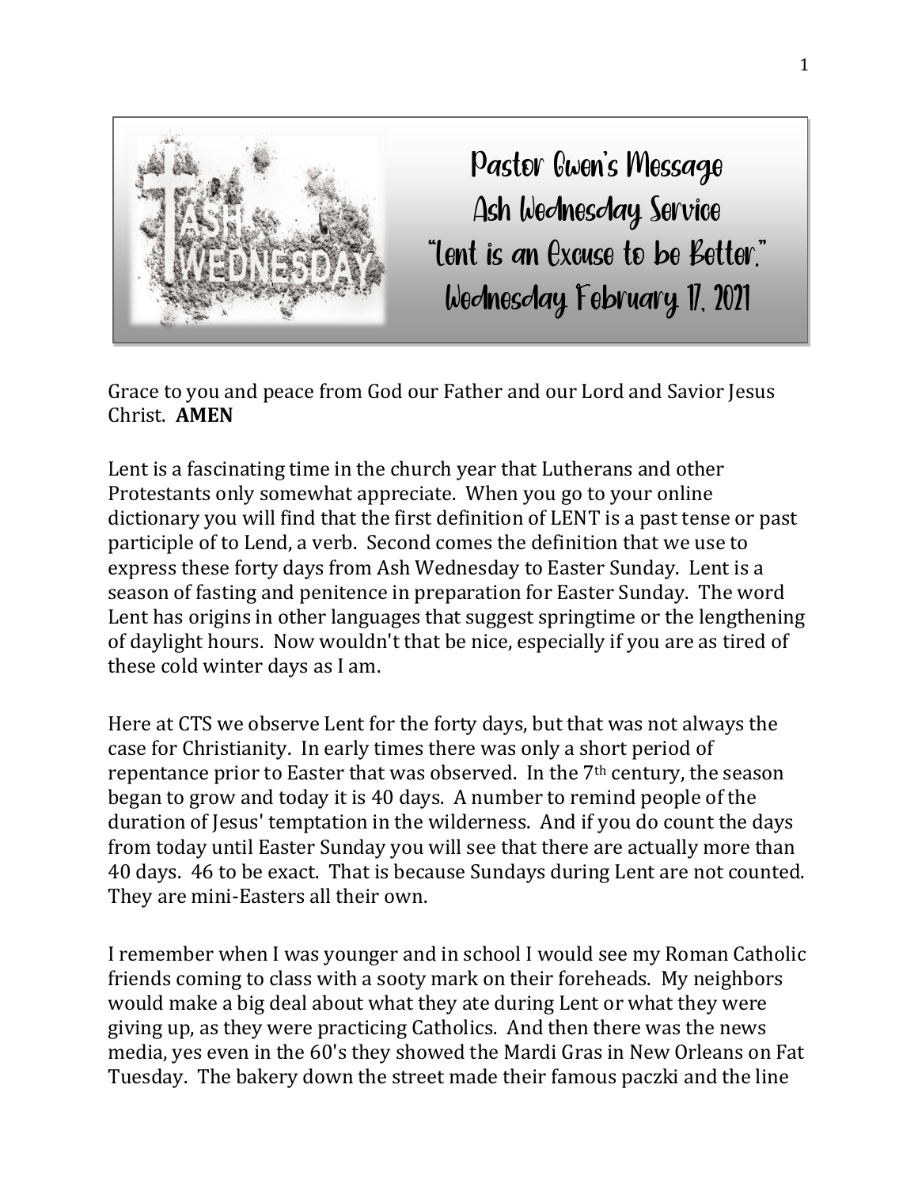# Pastor Gwen's Message
## Ash Wednesday Service
## "Lent is an Excuse to be Better."
## Wednesday February 17, 2021

Grace to you and peace from God our Father and our Lord and Savior Jesus Christ. **AMEN**

Lent is a fascinating time in the church year that Lutherans and other Protestants only somewhat appreciate. When you go to your online dictionary you will find that the first definition of LENT is a past tense or past participle of to Lend, a verb. Second comes the definition that we use to express these forty days from Ash Wednesday to Easter Sunday. Lent is a season of fasting and penitence in preparation for Easter Sunday. The word Lent has origins in other languages that suggest springtime or the lengthening of daylight hours. Now wouldn't that be nice, especially if you are as tired of these cold winter days as I am.

Here at CTS we observe Lent for the forty days, but that was not always the case for Christianity. In early times there was only a short period of repentance prior to Easter that was observed. In the 7th century, the season began to grow and today it is 40 days. A number to remind people of the duration of Jesus' temptation in the wilderness. And if you do count the days from today until Easter Sunday you will see that there are actually more than 40 days. 46 to be exact. That is because Sundays during Lent are not counted. They are mini-Easters all their own.

I remember when I was younger and in school I would see my Roman Catholic friends coming to class with a sooty mark on their foreheads. My neighbors would make a big deal about what they ate during Lent or what they were giving up, as they were practicing Catholics. And then there was the news media, yes even in the 60's they showed the Mardi Gras in New Orleans on Fat Tuesday. The bakery down the street made their famous paczki and the line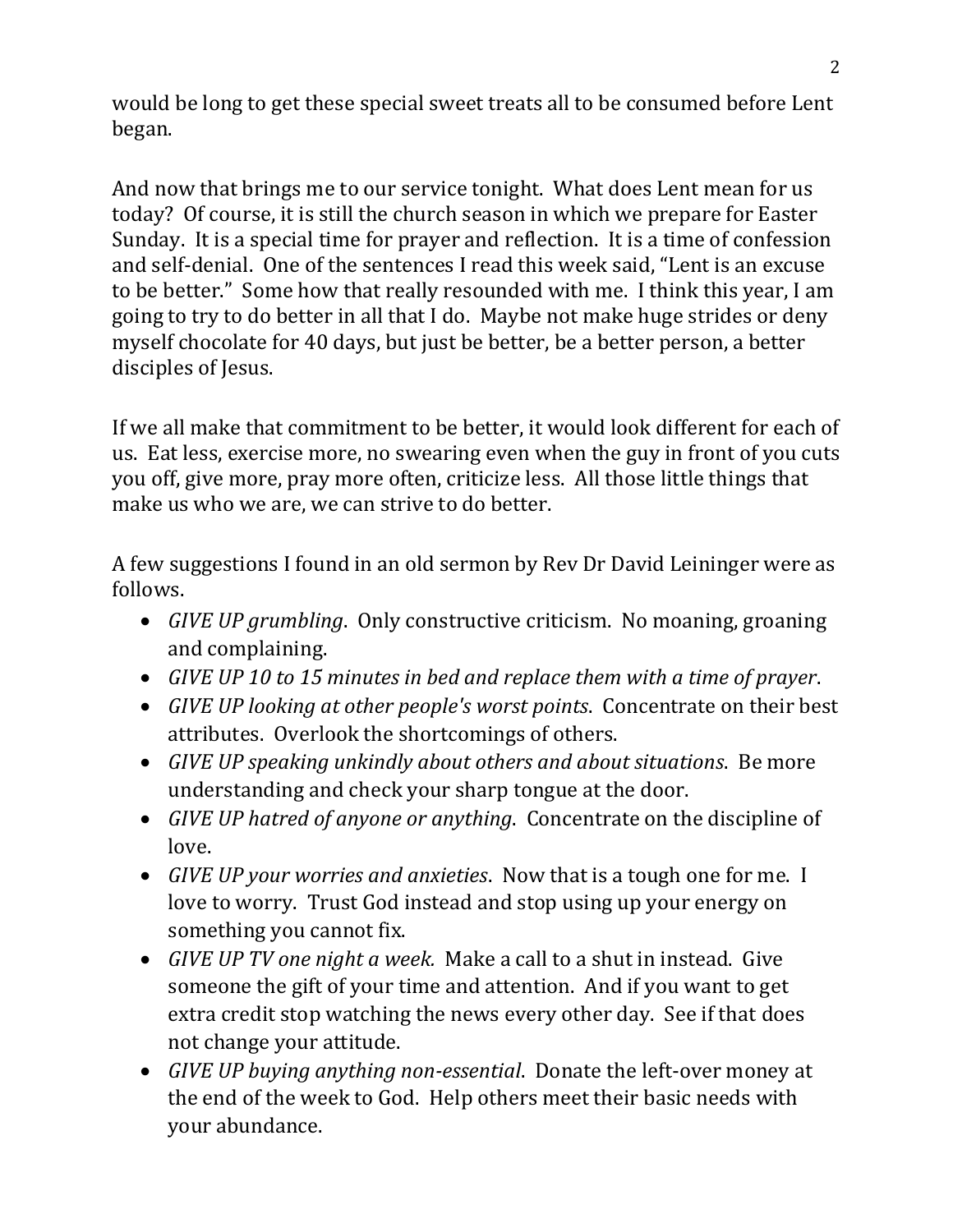would be long to get these special sweet treats all to be consumed before Lent began.

And now that brings me to our service tonight. What does Lent mean for us today? Of course, it is still the church season in which we prepare for Easter Sunday. It is a special time for prayer and reflection. It is a time of confession and self-denial. One of the sentences I read this week said, "Lent is an excuse to be better." Some how that really resounded with me. I think this year, I am going to try to do better in all that I do. Maybe not make huge strides or deny myself chocolate for 40 days, but just be better, be a better person, a better disciples of Jesus.

If we all make that commitment to be better, it would look different for each of us. Eat less, exercise more, no swearing even when the guy in front of you cuts you off, give more, pray more often, criticize less. All those little things that make us who we are, we can strive to do better.

A few suggestions I found in an old sermon by Rev Dr David Leininger were as follows.

- *GIVE UP grumbling*. Only constructive criticism. No moaning, groaning and complaining.
- *GIVE UP 10 to 15 minutes in bed and replace them with a time of prayer*.
- *GIVE UP looking at other people's worst points*. Concentrate on their best attributes. Overlook the shortcomings of others.
- *GIVE UP speaking unkindly about others and about situations*. Be more understanding and check your sharp tongue at the door.
- *GIVE UP hatred of anyone or anything*. Concentrate on the discipline of love.
- *GIVE UP your worries and anxieties*. Now that is a tough one for me. I love to worry. Trust God instead and stop using up your energy on something you cannot fix.
- *GIVE UP TV one night a week.* Make a call to a shut in instead. Give someone the gift of your time and attention. And if you want to get extra credit stop watching the news every other day. See if that does not change your attitude.
- *GIVE UP buying anything non-essential*. Donate the left-over money at the end of the week to God. Help others meet their basic needs with your abundance.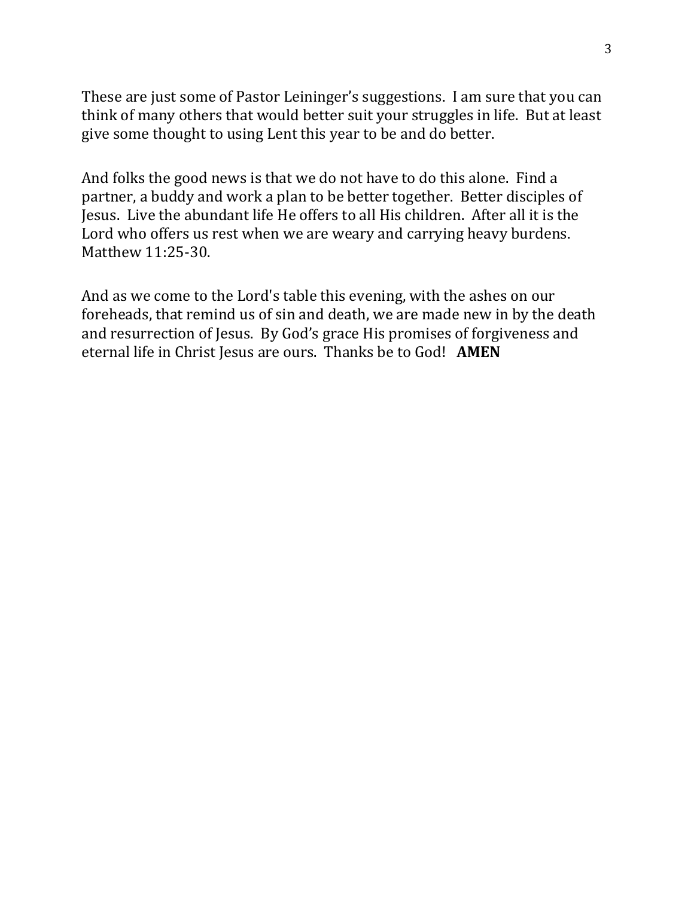These are just some of Pastor Leininger's suggestions. I am sure that you can think of many others that would better suit your struggles in life. But at least give some thought to using Lent this year to be and do better.

And folks the good news is that we do not have to do this alone. Find a partner, a buddy and work a plan to be better together. Better disciples of Jesus. Live the abundant life He offers to all His children. After all it is the Lord who offers us rest when we are weary and carrying heavy burdens. Matthew 11:25-30.

And as we come to the Lord's table this evening, with the ashes on our foreheads, that remind us of sin and death, we are made new in by the death and resurrection of Jesus. By God's grace His promises of forgiveness and eternal life in Christ Jesus are ours. Thanks be to God! **AMEN**